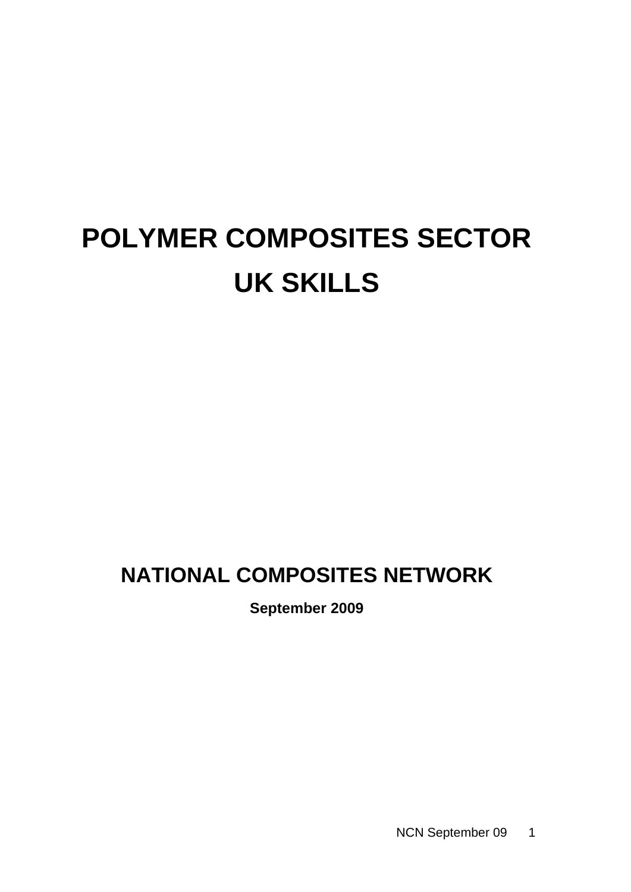# POLYMER COMPOSITES SECTOR
# UK SKILLS

## NATIONAL COMPOSITES NETWORK

**September 2009**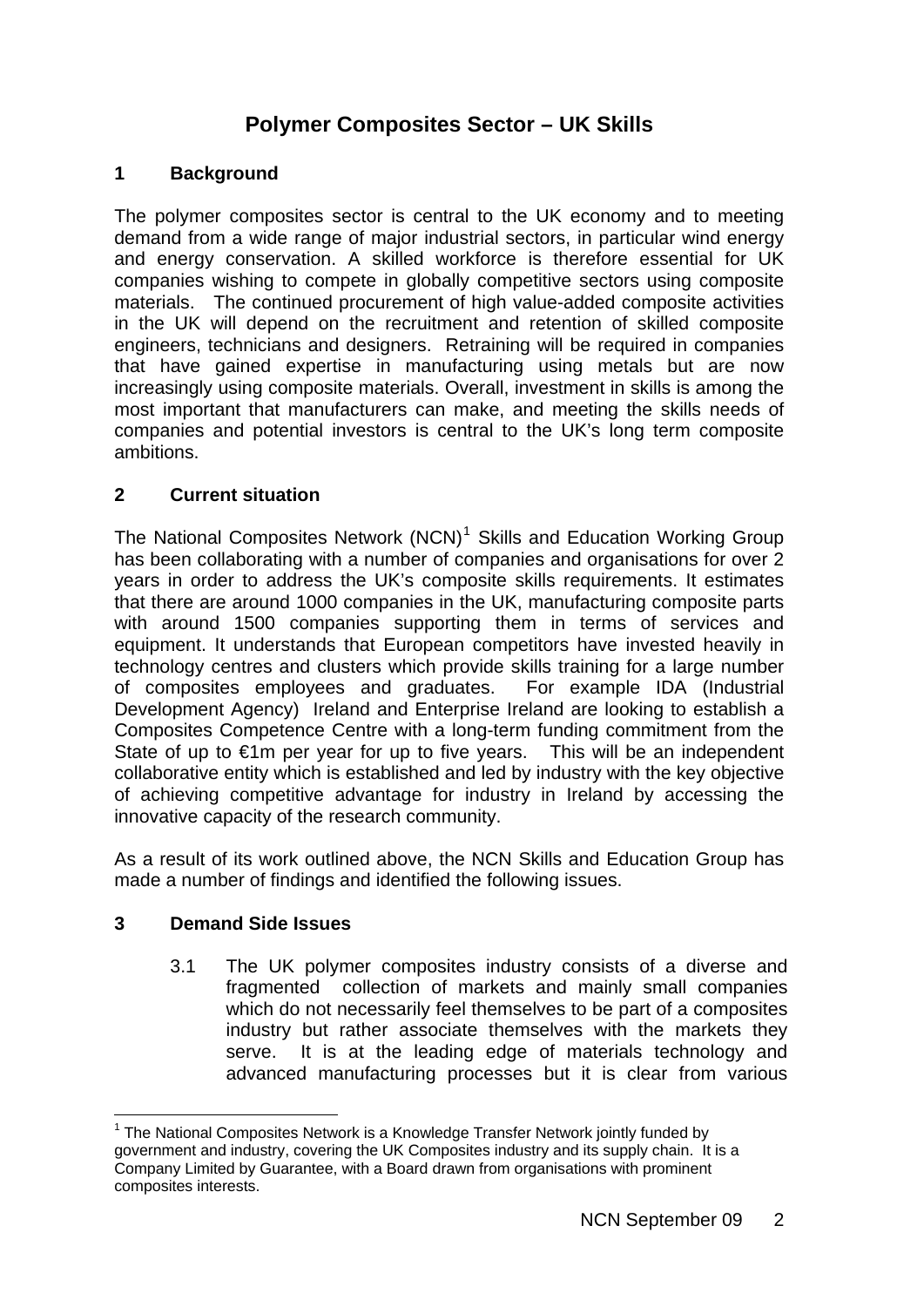# Polymer Composites Sector – UK Skills

## 1 Background

The polymer composites sector is central to the UK economy and to meeting demand from a wide range of major industrial sectors, in particular wind energy and energy conservation. A skilled workforce is therefore essential for UK companies wishing to compete in globally competitive sectors using composite materials. The continued procurement of high value-added composite activities in the UK will depend on the recruitment and retention of skilled composite engineers, technicians and designers. Retraining will be required in companies that have gained expertise in manufacturing using metals but are now increasingly using composite materials. Overall, investment in skills is among the most important that manufacturers can make, and meeting the skills needs of companies and potential investors is central to the UK's long term composite ambitions.

## 2 Current situation

The National Composites Network (NCN)[1] Skills and Education Working Group has been collaborating with a number of companies and organisations for over 2 years in order to address the UK's composite skills requirements. It estimates that there are around 1000 companies in the UK, manufacturing composite parts with around 1500 companies supporting them in terms of services and equipment. It understands that European competitors have invested heavily in technology centres and clusters which provide skills training for a large number of composites employees and graduates. For example IDA (Industrial Development Agency) Ireland and Enterprise Ireland are looking to establish a Composites Competence Centre with a long-term funding commitment from the State of up to €1m per year for up to five years. This will be an independent collaborative entity which is established and led by industry with the key objective of achieving competitive advantage for industry in Ireland by accessing the innovative capacity of the research community.

As a result of its work outlined above, the NCN Skills and Education Group has made a number of findings and identified the following issues.

## 3 Demand Side Issues

3.1 The UK polymer composites industry consists of a diverse and fragmented collection of markets and mainly small companies which do not necessarily feel themselves to be part of a composites industry but rather associate themselves with the markets they serve. It is at the leading edge of materials technology and advanced manufacturing processes but it is clear from various

[1] The National Composites Network is a Knowledge Transfer Network jointly funded by government and industry, covering the UK Composites industry and its supply chain. It is a Company Limited by Guarantee, with a Board drawn from organisations with prominent composites interests.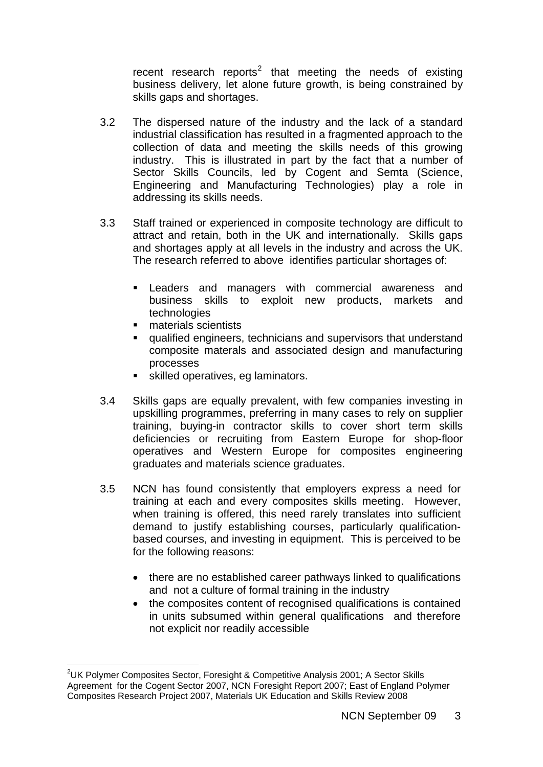recent research reports[2] that meeting the needs of existing business delivery, let alone future growth, is being constrained by skills gaps and shortages.

3.2 The dispersed nature of the industry and the lack of a standard industrial classification has resulted in a fragmented approach to the collection of data and meeting the skills needs of this growing industry. This is illustrated in part by the fact that a number of Sector Skills Councils, led by Cogent and Semta (Science, Engineering and Manufacturing Technologies) play a role in addressing its skills needs.

3.3 Staff trained or experienced in composite technology are difficult to attract and retain, both in the UK and internationally. Skills gaps and shortages apply at all levels in the industry and across the UK. The research referred to above identifies particular shortages of:

- Leaders and managers with commercial awareness and business skills to exploit new products, markets and technologies
- materials scientists
- qualified engineers, technicians and supervisors that understand composite materals and associated design and manufacturing processes
- skilled operatives, eg laminators.

3.4 Skills gaps are equally prevalent, with few companies investing in upskilling programmes, preferring in many cases to rely on supplier training, buying-in contractor skills to cover short term skills deficiencies or recruiting from Eastern Europe for shop-floor operatives and Western Europe for composites engineering graduates and materials science graduates.

3.5 NCN has found consistently that employers express a need for training at each and every composites skills meeting. However, when training is offered, this need rarely translates into sufficient demand to justify establishing courses, particularly qualification-based courses, and investing in equipment. This is perceived to be for the following reasons:

- there are no established career pathways linked to qualifications and not a culture of formal training in the industry
- the composites content of recognised qualifications is contained in units subsumed within general qualifications and therefore not explicit nor readily accessible

---

[2] UK Polymer Composites Sector, Foresight & Competitive Analysis 2001; A Sector Skills Agreement for the Cogent Sector 2007, NCN Foresight Report 2007; East of England Polymer Composites Research Project 2007, Materials UK Education and Skills Review 2008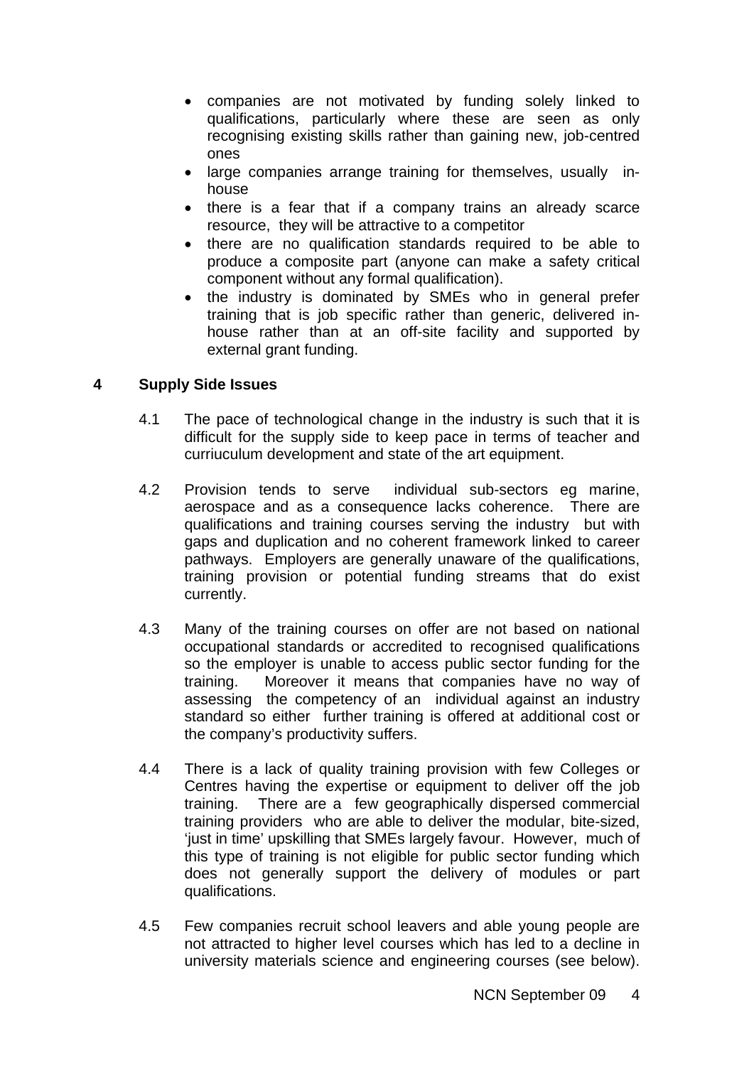- companies are not motivated by funding solely linked to qualifications, particularly where these are seen as only recognising existing skills rather than gaining new, job-centred ones
- large companies arrange training for themselves, usually in-house
- there is a fear that if a company trains an already scarce resource, they will be attractive to a competitor
- there are no qualification standards required to be able to produce a composite part (anyone can make a safety critical component without any formal qualification).
- the industry is dominated by SMEs who in general prefer training that is job specific rather than generic, delivered in-house rather than at an off-site facility and supported by external grant funding.

## 4 Supply Side Issues

4.1 The pace of technological change in the industry is such that it is difficult for the supply side to keep pace in terms of teacher and curriuculum development and state of the art equipment.

4.2 Provision tends to serve individual sub-sectors eg marine, aerospace and as a consequence lacks coherence. There are qualifications and training courses serving the industry but with gaps and duplication and no coherent framework linked to career pathways. Employers are generally unaware of the qualifications, training provision or potential funding streams that do exist currently.

4.3 Many of the training courses on offer are not based on national occupational standards or accredited to recognised qualifications so the employer is unable to access public sector funding for the training. Moreover it means that companies have no way of assessing the competency of an individual against an industry standard so either further training is offered at additional cost or the company's productivity suffers.

4.4 There is a lack of quality training provision with few Colleges or Centres having the expertise or equipment to deliver off the job training. There are a few geographically dispersed commercial training providers who are able to deliver the modular, bite-sized, 'just in time' upskilling that SMEs largely favour. However, much of this type of training is not eligible for public sector funding which does not generally support the delivery of modules or part qualifications.

4.5 Few companies recruit school leavers and able young people are not attracted to higher level courses which has led to a decline in university materials science and engineering courses (see below).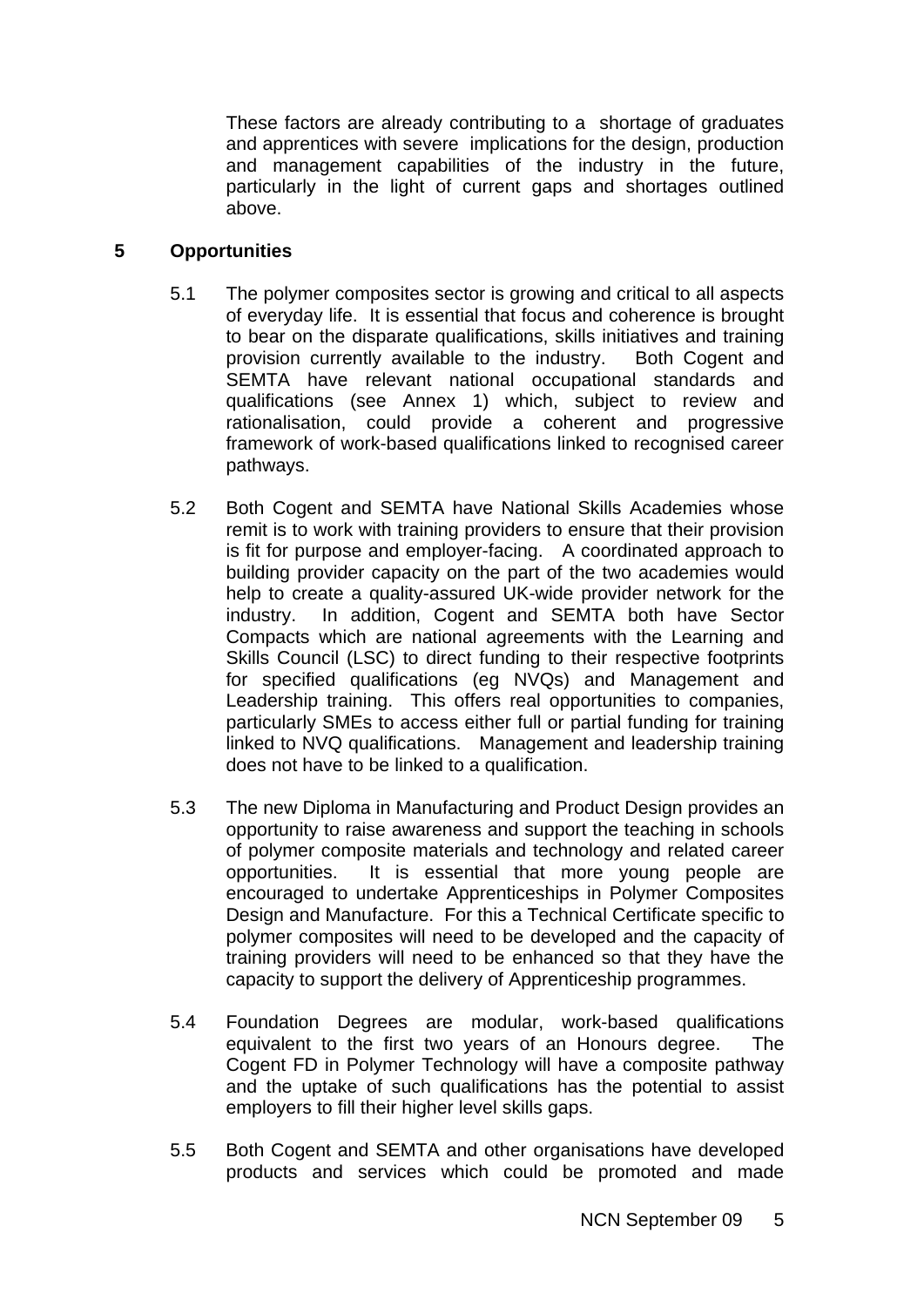These factors are already contributing to a shortage of graduates and apprentices with severe implications for the design, production and management capabilities of the industry in the future, particularly in the light of current gaps and shortages outlined above.

## 5 Opportunities

5.1 The polymer composites sector is growing and critical to all aspects of everyday life. It is essential that focus and coherence is brought to bear on the disparate qualifications, skills initiatives and training provision currently available to the industry. Both Cogent and SEMTA have relevant national occupational standards and qualifications (see Annex 1) which, subject to review and rationalisation, could provide a coherent and progressive framework of work-based qualifications linked to recognised career pathways.

5.2 Both Cogent and SEMTA have National Skills Academies whose remit is to work with training providers to ensure that their provision is fit for purpose and employer-facing. A coordinated approach to building provider capacity on the part of the two academies would help to create a quality-assured UK-wide provider network for the industry. In addition, Cogent and SEMTA both have Sector Compacts which are national agreements with the Learning and Skills Council (LSC) to direct funding to their respective footprints for specified qualifications (eg NVQs) and Management and Leadership training. This offers real opportunities to companies, particularly SMEs to access either full or partial funding for training linked to NVQ qualifications. Management and leadership training does not have to be linked to a qualification.

5.3 The new Diploma in Manufacturing and Product Design provides an opportunity to raise awareness and support the teaching in schools of polymer composite materials and technology and related career opportunities. It is essential that more young people are encouraged to undertake Apprenticeships in Polymer Composites Design and Manufacture. For this a Technical Certificate specific to polymer composites will need to be developed and the capacity of training providers will need to be enhanced so that they have the capacity to support the delivery of Apprenticeship programmes.

5.4 Foundation Degrees are modular, work-based qualifications equivalent to the first two years of an Honours degree. The Cogent FD in Polymer Technology will have a composite pathway and the uptake of such qualifications has the potential to assist employers to fill their higher level skills gaps.

5.5 Both Cogent and SEMTA and other organisations have developed products and services which could be promoted and made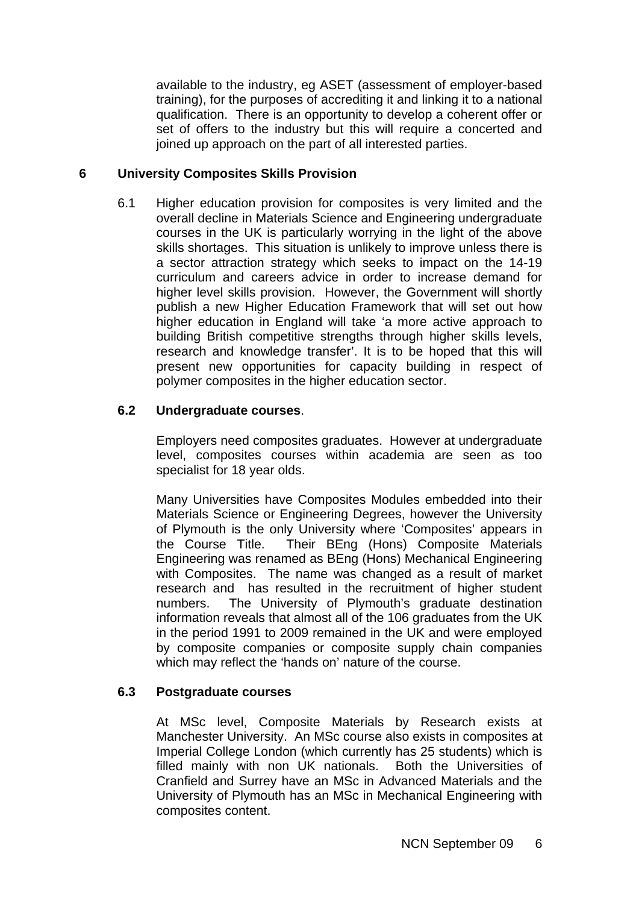available to the industry, eg ASET (assessment of employer-based training), for the purposes of accrediting it and linking it to a national qualification. There is an opportunity to develop a coherent offer or set of offers to the industry but this will require a concerted and joined up approach on the part of all interested parties.

## 6 University Composites Skills Provision

6.1 Higher education provision for composites is very limited and the overall decline in Materials Science and Engineering undergraduate courses in the UK is particularly worrying in the light of the above skills shortages. This situation is unlikely to improve unless there is a sector attraction strategy which seeks to impact on the 14-19 curriculum and careers advice in order to increase demand for higher level skills provision. However, the Government will shortly publish a new Higher Education Framework that will set out how higher education in England will take 'a more active approach to building British competitive strengths through higher skills levels, research and knowledge transfer'. It is to be hoped that this will present new opportunities for capacity building in respect of polymer composites in the higher education sector.

### 6.2 Undergraduate courses.

Employers need composites graduates. However at undergraduate level, composites courses within academia are seen as too specialist for 18 year olds.

Many Universities have Composites Modules embedded into their Materials Science or Engineering Degrees, however the University of Plymouth is the only University where 'Composites' appears in the Course Title. Their BEng (Hons) Composite Materials Engineering was renamed as BEng (Hons) Mechanical Engineering with Composites. The name was changed as a result of market research and has resulted in the recruitment of higher student numbers. The University of Plymouth's graduate destination information reveals that almost all of the 106 graduates from the UK in the period 1991 to 2009 remained in the UK and were employed by composite companies or composite supply chain companies which may reflect the 'hands on' nature of the course.

### 6.3 Postgraduate courses

At MSc level, Composite Materials by Research exists at Manchester University. An MSc course also exists in composites at Imperial College London (which currently has 25 students) which is filled mainly with non UK nationals. Both the Universities of Cranfield and Surrey have an MSc in Advanced Materials and the University of Plymouth has an MSc in Mechanical Engineering with composites content.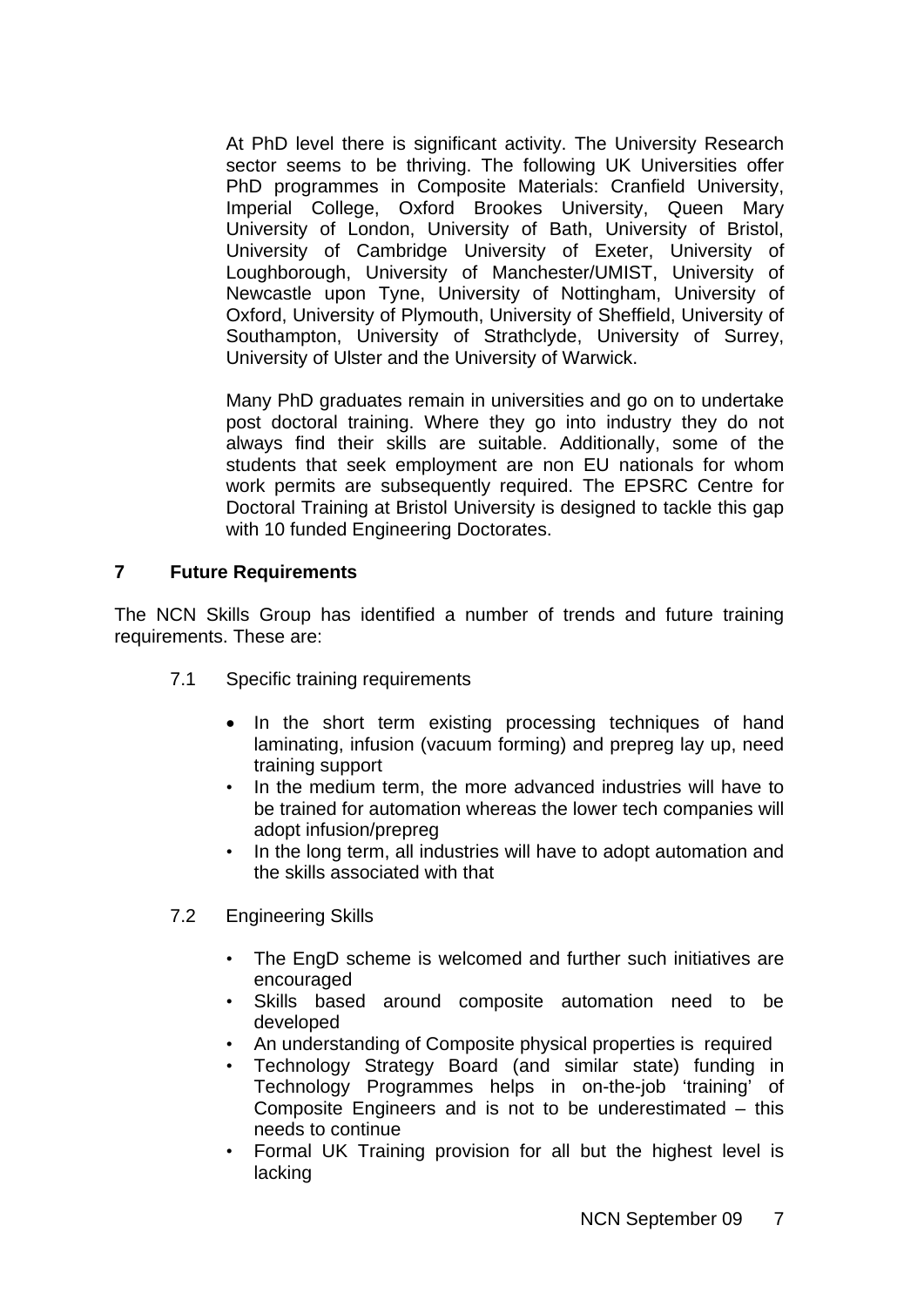At PhD level there is significant activity. The University Research sector seems to be thriving. The following UK Universities offer PhD programmes in Composite Materials: Cranfield University, Imperial College, Oxford Brookes University, Queen Mary University of London, University of Bath, University of Bristol, University of Cambridge University of Exeter, University of Loughborough, University of Manchester/UMIST, University of Newcastle upon Tyne, University of Nottingham, University of Oxford, University of Plymouth, University of Sheffield, University of Southampton, University of Strathclyde, University of Surrey, University of Ulster and the University of Warwick.

Many PhD graduates remain in universities and go on to undertake post doctoral training. Where they go into industry they do not always find their skills are suitable. Additionally, some of the students that seek employment are non EU nationals for whom work permits are subsequently required. The EPSRC Centre for Doctoral Training at Bristol University is designed to tackle this gap with 10 funded Engineering Doctorates.

## 7 Future Requirements

The NCN Skills Group has identified a number of trends and future training requirements. These are:

7.1 Specific training requirements

- In the short term existing processing techniques of hand laminating, infusion (vacuum forming) and prepreg lay up, need training support
- In the medium term, the more advanced industries will have to be trained for automation whereas the lower tech companies will adopt infusion/prepreg
- In the long term, all industries will have to adopt automation and the skills associated with that

7.2 Engineering Skills

- The EngD scheme is welcomed and further such initiatives are encouraged
- Skills based around composite automation need to be developed
- An understanding of Composite physical properties is required
- Technology Strategy Board (and similar state) funding in Technology Programmes helps in on-the-job 'training' of Composite Engineers and is not to be underestimated – this needs to continue
- Formal UK Training provision for all but the highest level is lacking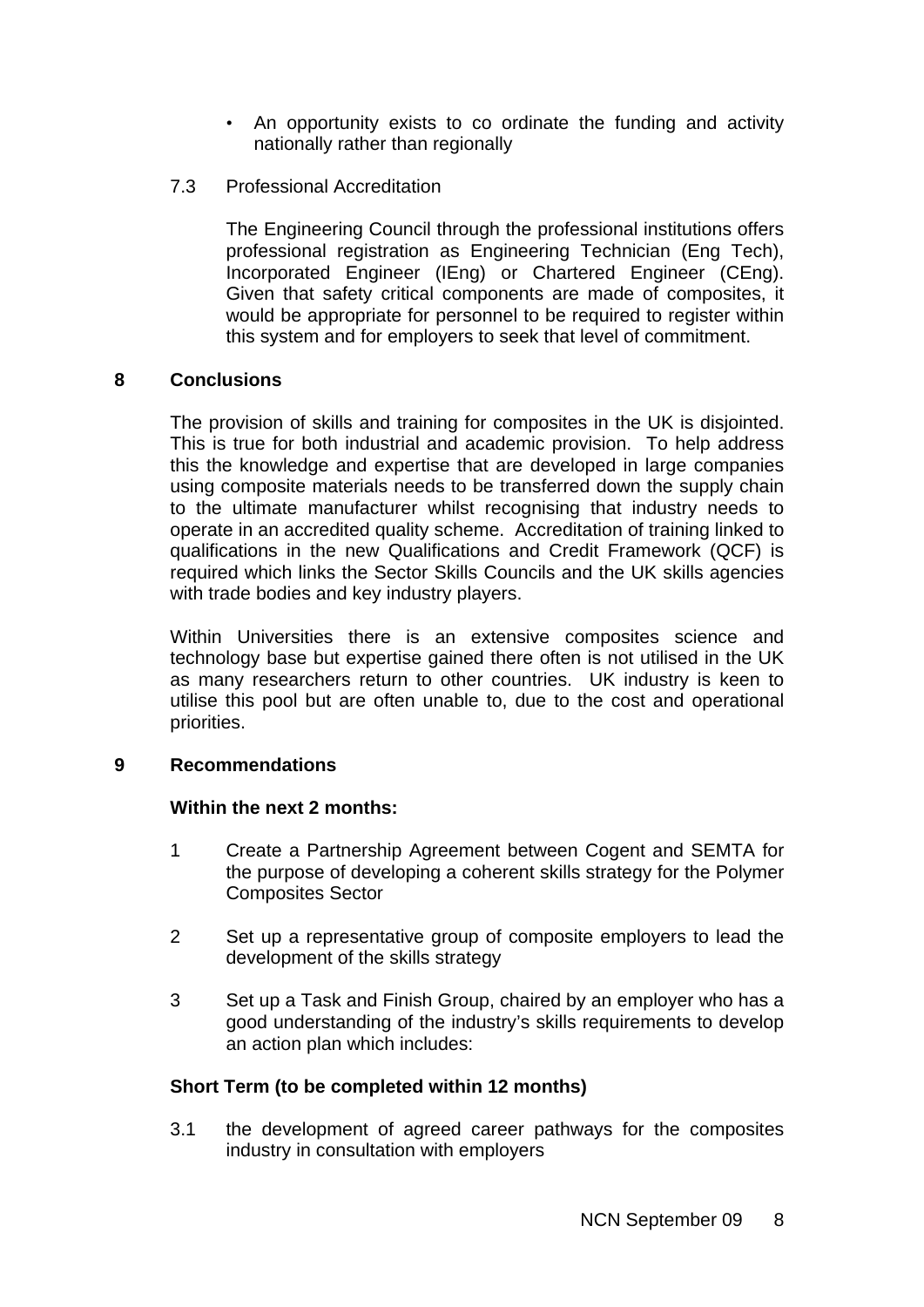- An opportunity exists to co ordinate the funding and activity nationally rather than regionally

7.3 Professional Accreditation

The Engineering Council through the professional institutions offers professional registration as Engineering Technician (Eng Tech), Incorporated Engineer (IEng) or Chartered Engineer (CEng). Given that safety critical components are made of composites, it would be appropriate for personnel to be required to register within this system and for employers to seek that level of commitment.

## 8 Conclusions

The provision of skills and training for composites in the UK is disjointed. This is true for both industrial and academic provision. To help address this the knowledge and expertise that are developed in large companies using composite materials needs to be transferred down the supply chain to the ultimate manufacturer whilst recognising that industry needs to operate in an accredited quality scheme. Accreditation of training linked to qualifications in the new Qualifications and Credit Framework (QCF) is required which links the Sector Skills Councils and the UK skills agencies with trade bodies and key industry players.

Within Universities there is an extensive composites science and technology base but expertise gained there often is not utilised in the UK as many researchers return to other countries. UK industry is keen to utilise this pool but are often unable to, due to the cost and operational priorities.

## 9 Recommendations

**Within the next 2 months:**

1 Create a Partnership Agreement between Cogent and SEMTA for the purpose of developing a coherent skills strategy for the Polymer Composites Sector

2 Set up a representative group of composite employers to lead the development of the skills strategy

3 Set up a Task and Finish Group, chaired by an employer who has a good understanding of the industry's skills requirements to develop an action plan which includes:

**Short Term (to be completed within 12 months)**

3.1 the development of agreed career pathways for the composites industry in consultation with employers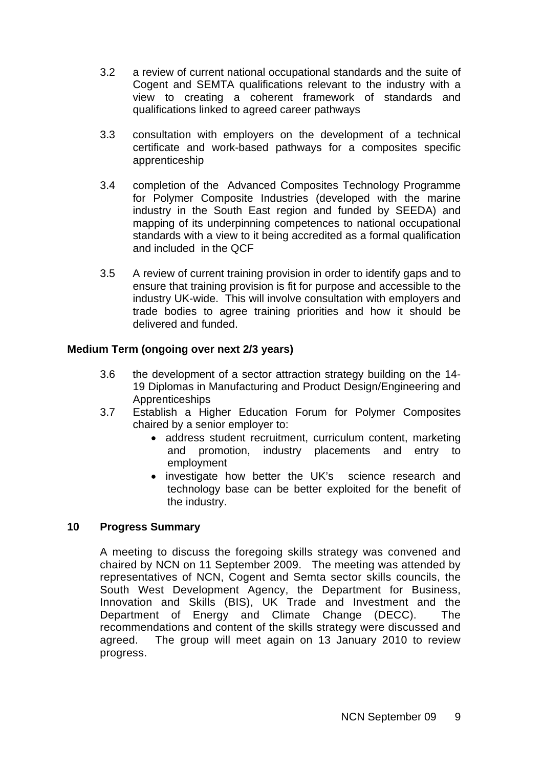3.2 a review of current national occupational standards and the suite of Cogent and SEMTA qualifications relevant to the industry with a view to creating a coherent framework of standards and qualifications linked to agreed career pathways

3.3 consultation with employers on the development of a technical certificate and work-based pathways for a composites specific apprenticeship

3.4 completion of the Advanced Composites Technology Programme for Polymer Composite Industries (developed with the marine industry in the South East region and funded by SEEDA) and mapping of its underpinning competences to national occupational standards with a view to it being accredited as a formal qualification and included in the QCF

3.5 A review of current training provision in order to identify gaps and to ensure that training provision is fit for purpose and accessible to the industry UK-wide. This will involve consultation with employers and trade bodies to agree training priorities and how it should be delivered and funded.

**Medium Term (ongoing over next 2/3 years)**

3.6 the development of a sector attraction strategy building on the 14-19 Diplomas in Manufacturing and Product Design/Engineering and Apprenticeships

3.7 Establish a Higher Education Forum for Polymer Composites chaired by a senior employer to:

- address student recruitment, curriculum content, marketing and promotion, industry placements and entry to employment
- investigate how better the UK's science research and technology base can be better exploited for the benefit of the industry.

## 10 Progress Summary

A meeting to discuss the foregoing skills strategy was convened and chaired by NCN on 11 September 2009. The meeting was attended by representatives of NCN, Cogent and Semta sector skills councils, the South West Development Agency, the Department for Business, Innovation and Skills (BIS), UK Trade and Investment and the Department of Energy and Climate Change (DECC). The recommendations and content of the skills strategy were discussed and agreed. The group will meet again on 13 January 2010 to review progress.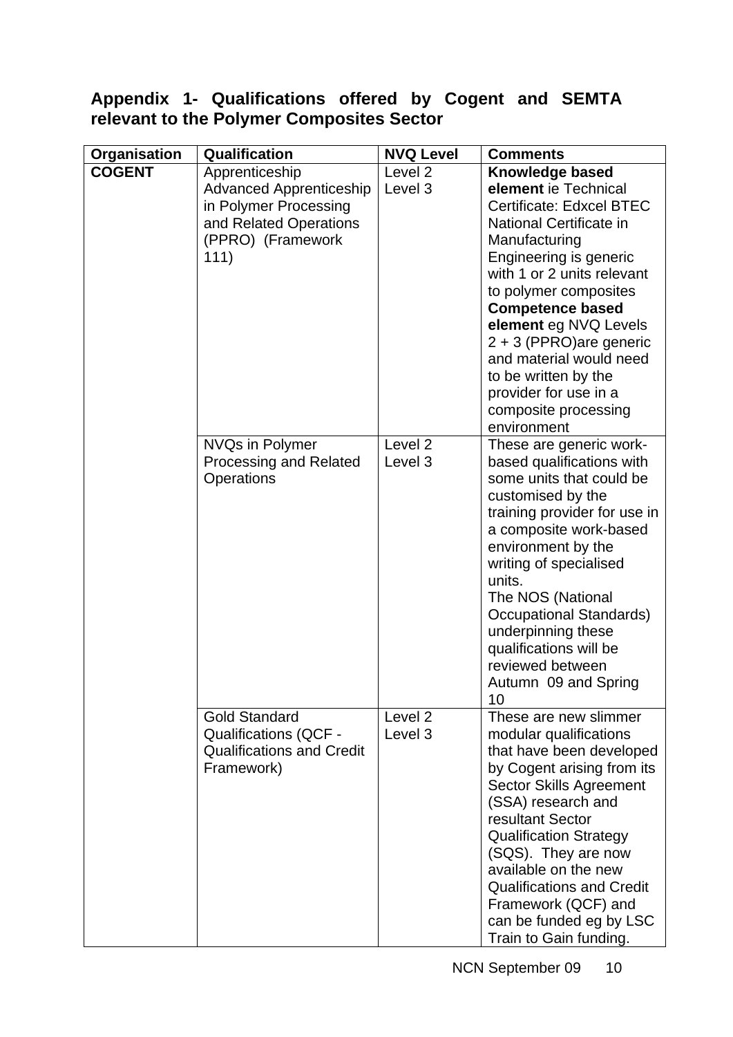## Appendix 1- Qualifications offered by Cogent and SEMTA relevant to the Polymer Composites Sector

| Organisation | Qualification | NVQ Level | Comments |
|---|---|---|---|
| **COGENT** | Apprenticeship Advanced Apprenticeship in Polymer Processing and Related Operations (PPRO) (Framework 111) | Level 2 Level 3 | **Knowledge based element** ie Technical Certificate: Edxcel BTEC National Certificate in Manufacturing Engineering is generic with 1 or 2 units relevant to polymer composites **Competence based element** eg NVQ Levels 2 + 3 (PPRO)are generic and material would need to be written by the provider for use in a composite processing environment |
| | NVQs in Polymer Processing and Related Operations | Level 2 Level 3 | These are generic work-based qualifications with some units that could be customised by the training provider for use in a composite work-based environment by the writing of specialised units. The NOS (National Occupational Standards) underpinning these qualifications will be reviewed between Autumn 09 and Spring 10 |
| | Gold Standard Qualifications (QCF - Qualifications and Credit Framework) | Level 2 Level 3 | These are new slimmer modular qualifications that have been developed by Cogent arising from its Sector Skills Agreement (SSA) research and resultant Sector Qualification Strategy (SQS). They are now available on the new Qualifications and Credit Framework (QCF) and can be funded eg by LSC Train to Gain funding. |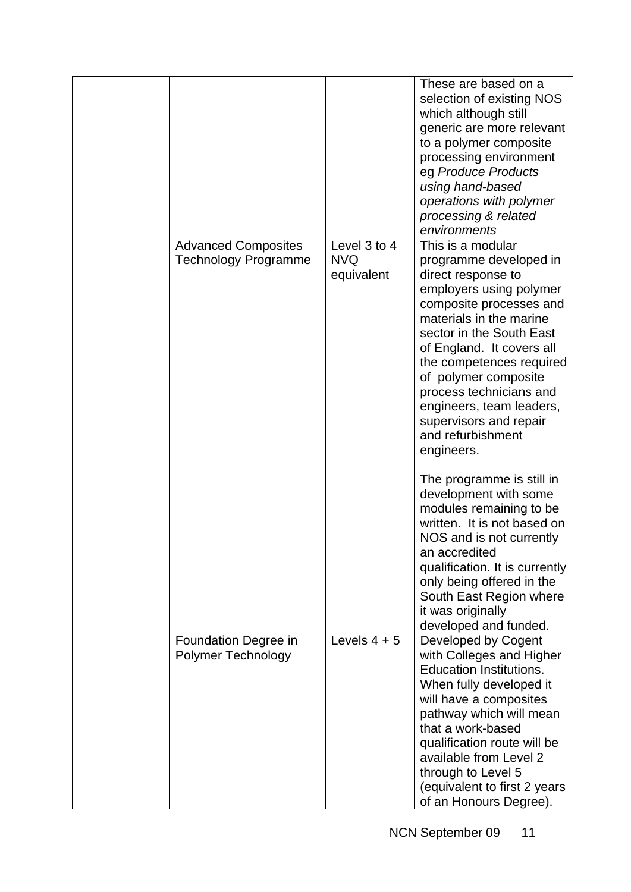| | | | |
|---|---|---|---|
| | | | These are based on a selection of existing NOS which although still generic are more relevant to a polymer composite processing environment eg *Produce Products using hand-based operations with polymer processing & related environments* |
| | Advanced Composites Technology Programme | Level 3 to 4 NVQ equivalent | This is a modular programme developed in direct response to employers using polymer composite processes and materials in the marine sector in the South East of England. It covers all the competences required of polymer composite process technicians and engineers, team leaders, supervisors and repair and refurbishment engineers.<br><br>The programme is still in development with some modules remaining to be written. It is not based on NOS and is not currently an accredited qualification. It is currently only being offered in the South East Region where it was originally developed and funded. |
| | Foundation Degree in Polymer Technology | Levels 4 + 5 | Developed by Cogent with Colleges and Higher Education Institutions. When fully developed it will have a composites pathway which will mean that a work-based qualification route will be available from Level 2 through to Level 5 (equivalent to first 2 years of an Honours Degree). |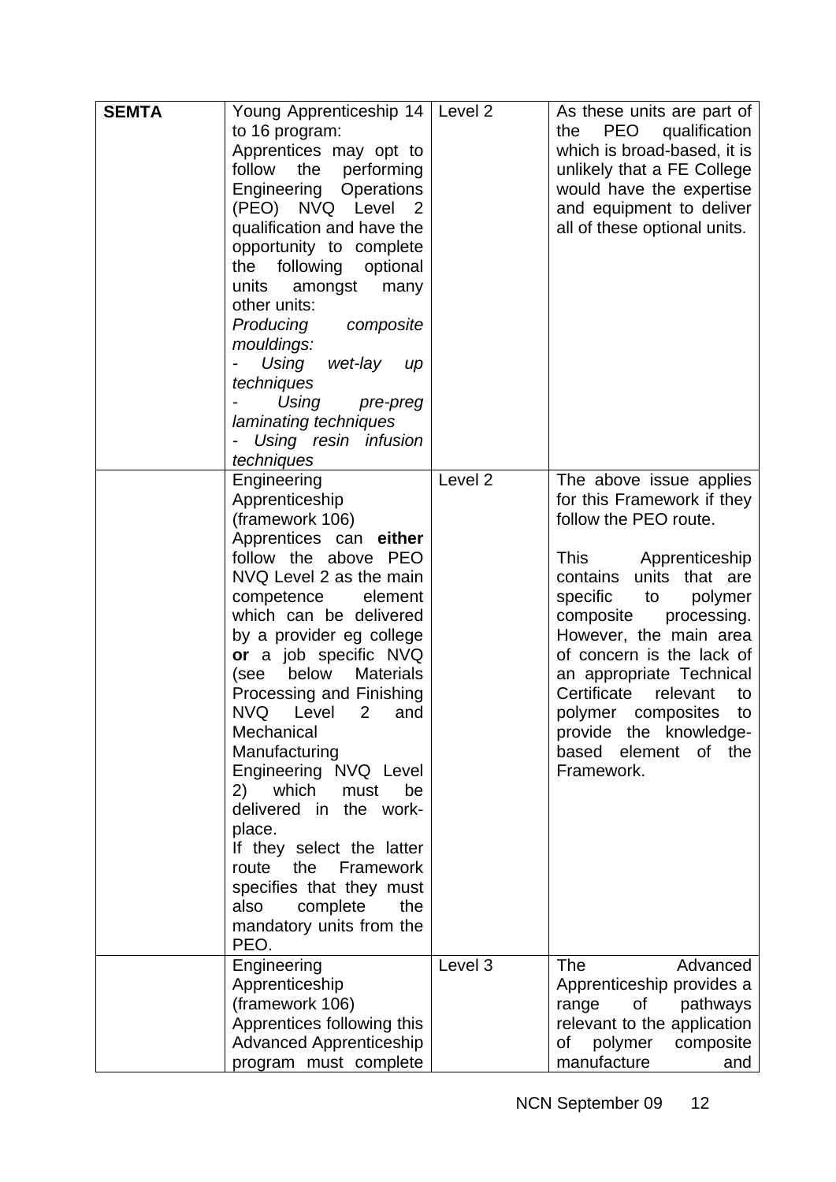| | | | |
|---|---|---|---|
| **SEMTA** | Young Apprenticeship 14 to 16 program:<br>Apprentices may opt to follow the performing Engineering Operations (PEO) NVQ Level 2 qualification and have the opportunity to complete the following optional units amongst many other units:<br>*Producing composite mouldings:*<br>*- Using wet-lay up techniques*<br>*- Using pre-preg laminating techniques*<br>*- Using resin infusion techniques* | Level 2 | As these units are part of the PEO qualification which is broad-based, it is unlikely that a FE College would have the expertise and equipment to deliver all of these optional units. |
| | Engineering Apprenticeship (framework 106)<br>Apprentices can **either** follow the above PEO NVQ Level 2 as the main competence element which can be delivered by a provider eg college **or** a job specific NVQ (see below Materials Processing and Finishing NVQ Level 2 and Mechanical Manufacturing Engineering NVQ Level 2) which must be delivered in the work-place.<br>If they select the latter route the Framework specifies that they must also complete the mandatory units from the PEO. | Level 2 | The above issue applies for this Framework if they follow the PEO route.<br><br>This Apprenticeship contains units that are specific to polymer composite processing. However, the main area of concern is the lack of an appropriate Technical Certificate relevant to polymer composites to provide the knowledge-based element of the Framework. |
| | Engineering Apprenticeship (framework 106)<br>Apprentices following this Advanced Apprenticeship program must complete | Level 3 | The Advanced Apprenticeship provides a range of pathways relevant to the application of polymer composite manufacture and |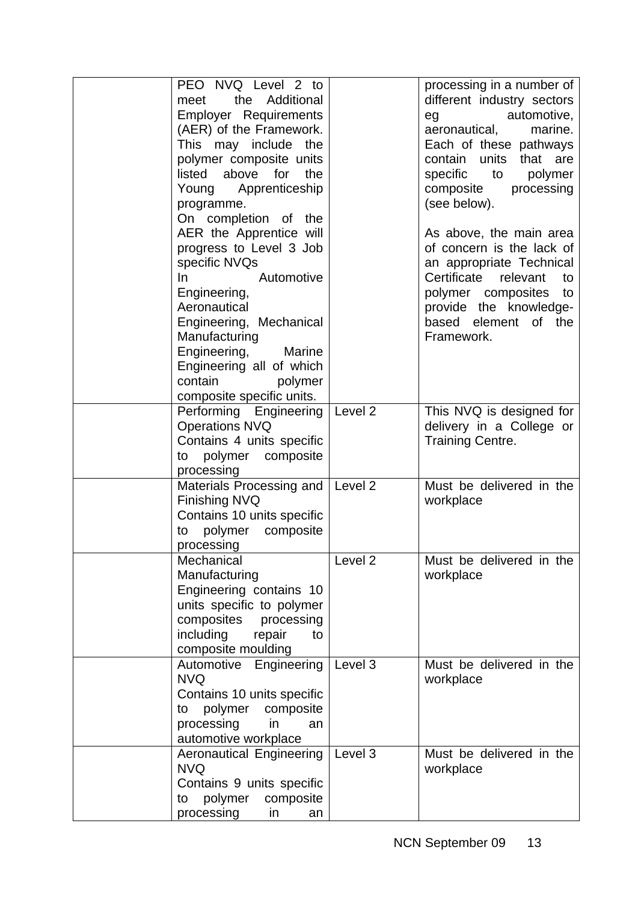| | | | |
|---|---|---|---|
| | PEO NVQ Level 2 to meet the Additional Employer Requirements (AER) of the Framework. This may include the polymer composite units listed above for the Young Apprenticeship programme.<br>On completion of the AER the Apprentice will progress to Level 3 Job specific NVQs<br>In Automotive Engineering, Aeronautical Engineering, Mechanical Manufacturing Engineering, Marine Engineering all of which contain polymer composite specific units. | | processing in a number of different industry sectors eg automotive, aeronautical, marine. Each of these pathways contain units that are specific to polymer composite processing (see below).<br><br>As above, the main area of concern is the lack of an appropriate Technical Certificate relevant to polymer composites to provide the knowledge-based element of the Framework. |
| | Performing Engineering Operations NVQ<br>Contains 4 units specific to polymer composite processing | Level 2 | This NVQ is designed for delivery in a College or Training Centre. |
| | Materials Processing and Finishing NVQ<br>Contains 10 units specific to polymer composite processing | Level 2 | Must be delivered in the workplace |
| | Mechanical Manufacturing Engineering contains 10 units specific to polymer composites processing including repair to composite moulding | Level 2 | Must be delivered in the workplace |
| | Automotive Engineering NVQ<br>Contains 10 units specific to polymer composite processing in an automotive workplace | Level 3 | Must be delivered in the workplace |
| | Aeronautical Engineering NVQ<br>Contains 9 units specific to polymer composite processing in an | Level 3 | Must be delivered in the workplace |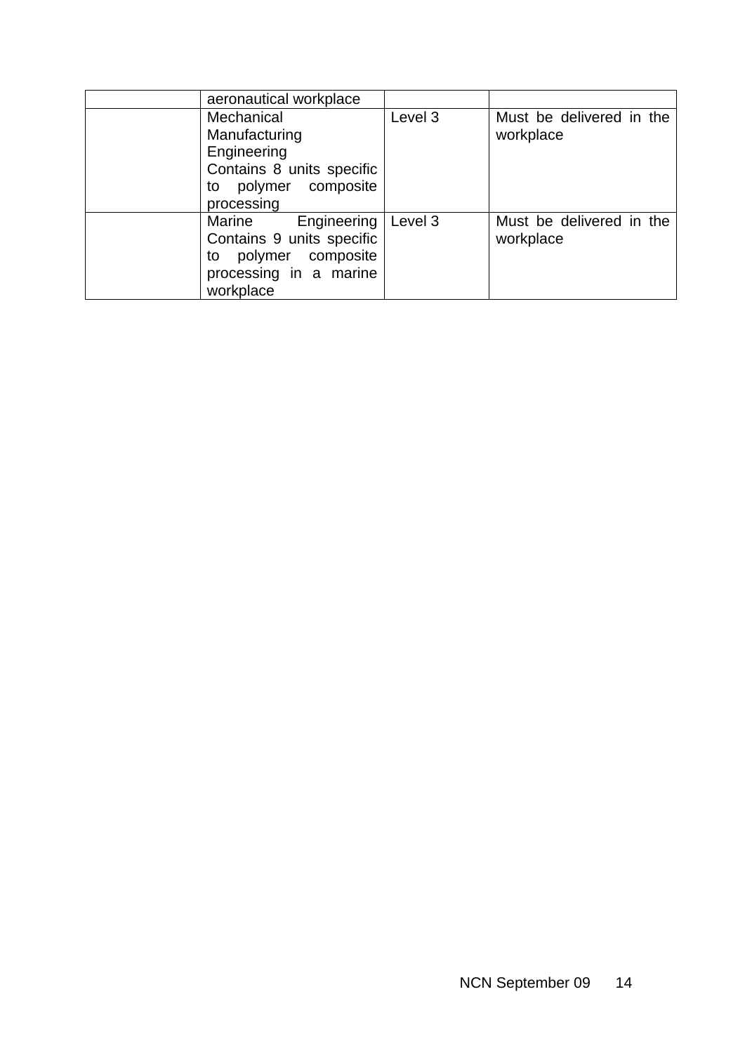| | | | |
|---|---|---|---|
| | aeronautical workplace | | |
| | Mechanical Manufacturing Engineering Contains 8 units specific to polymer composite processing | Level 3 | Must be delivered in the workplace |
| | Marine Engineering Contains 9 units specific to polymer composite processing in a marine workplace | Level 3 | Must be delivered in the workplace |